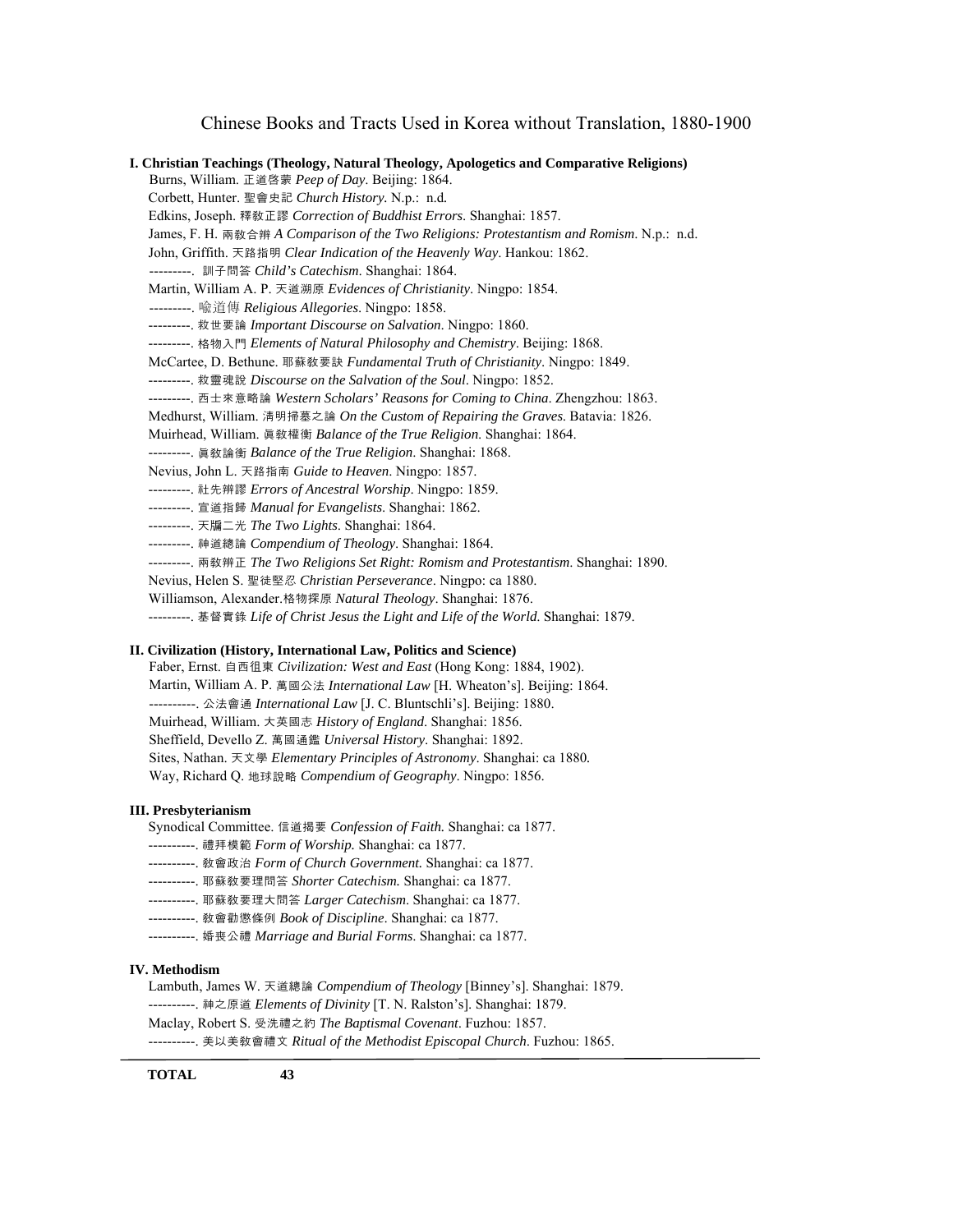# Chinese Books and Tracts Used in Korea without Translation, 1880-1900

**I. Christian Teachings (Theology, Natural Theology, Apologetics and Comparative Religions)**

Burns, William. 正道啓蒙 *Peep of Day*. Beijing: 1864.
Corbett, Hunter. 聖會史記 *Church History.* N.p.: n.d.
Edkins, Joseph. 釋教正謬 *Correction of Buddhist Errors*. Shanghai: 1857.
James, F. H. 兩教合辨 *A Comparison of the Two Religions: Protestantism and Romism*. N.p.: n.d.
John, Griffith. 天路指明 *Clear Indication of the Heavenly Way*. Hankou: 1862.
---------. 訓子問答 *Child's Catechism*. Shanghai: 1864.
Martin, William A. P. 天道溯原 *Evidences of Christianity*. Ningpo: 1854.
---------. 喻道傳 *Religious Allegories*. Ningpo: 1858.
---------. 救世要論 *Important Discourse on Salvation*. Ningpo: 1860.
---------. 格物入門 *Elements of Natural Philosophy and Chemistry*. Beijing: 1868.
McCartee, D. Bethune. 耶蘇教要訣 *Fundamental Truth of Christianity*. Ningpo: 1849.
---------. 救靈魂說 *Discourse on the Salvation of the Soul*. Ningpo: 1852.
---------. 西士來意略論 *Western Scholars' Reasons for Coming to China*. Zhengzhou: 1863.
Medhurst, William. 清明掃墓之論 *On the Custom of Repairing the Graves*. Batavia: 1826.
Muirhead, William. 眞敎權衡 *Balance of the True Religion*. Shanghai: 1864.
---------. 眞敎論衡 *Balance of the True Religion*. Shanghai: 1868.
Nevius, John L. 天路指南 *Guide to Heaven*. Ningpo: 1857.
---------. 祀先辨謬 *Errors of Ancestral Worship*. Ningpo: 1859.
---------. 宣道指歸 *Manual for Evangelists*. Shanghai: 1862.
---------. 天牖二光 *The Two Lights*. Shanghai: 1864.
---------. 神道總論 *Compendium of Theology*. Shanghai: 1864.
---------. 兩教辨正 *The Two Religions Set Right: Romism and Protestantism*. Shanghai: 1890.
Nevius, Helen S. 聖徒堅忍 *Christian Perseverance*. Ningpo: ca 1880.
Williamson, Alexander.格物探原 *Natural Theology*. Shanghai: 1876.
---------. 基督實錄 *Life of Christ Jesus the Light and Life of the World*. Shanghai: 1879.

**II. Civilization (History, International Law, Politics and Science)**

Faber, Ernst. 自西徂東 *Civilization: West and East* (Hong Kong: 1884, 1902).
Martin, William A. P. 萬國公法 *International Law* [H. Wheaton's]. Beijing: 1864.
----------. 公法會通 *International Law* [J. C. Bluntschli's]. Beijing: 1880.
Muirhead, William. 大英國志 *History of England*. Shanghai: 1856.
Sheffield, Devello Z. 萬國通鑑 *Universal History*. Shanghai: 1892.
Sites, Nathan. 天文學 *Elementary Principles of Astronomy*. Shanghai: ca 1880.
Way, Richard Q. 地球說略 *Compendium of Geography*. Ningpo: 1856.

**III. Presbyterianism**

Synodical Committee. 信道揭要 *Confession of Faith.* Shanghai: ca 1877.
----------. 禮拜模範 *Form of Worship.* Shanghai: ca 1877.
----------. 教會政治 *Form of Church Government.* Shanghai: ca 1877.
----------. 耶蘇教要理問答 *Shorter Catechism.* Shanghai: ca 1877.
----------. 耶蘇教要理大問答 *Larger Catechism*. Shanghai: ca 1877.
----------. 教會勸懲條例 *Book of Discipline*. Shanghai: ca 1877.
----------. 婚喪公禮 *Marriage and Burial Forms*. Shanghai: ca 1877.

**IV. Methodism**

Lambuth, James W. 天道總論 *Compendium of Theology* [Binney's]. Shanghai: 1879.
----------. 神之原道 *Elements of Divinity* [T. N. Ralston's]. Shanghai: 1879.
Maclay, Robert S. 受洗禮之約 *The Baptismal Covenant*. Fuzhou: 1857.
----------. 美以美教會禮文 *Ritual of the Methodist Episcopal Church*. Fuzhou: 1865.

**TOTAL 43**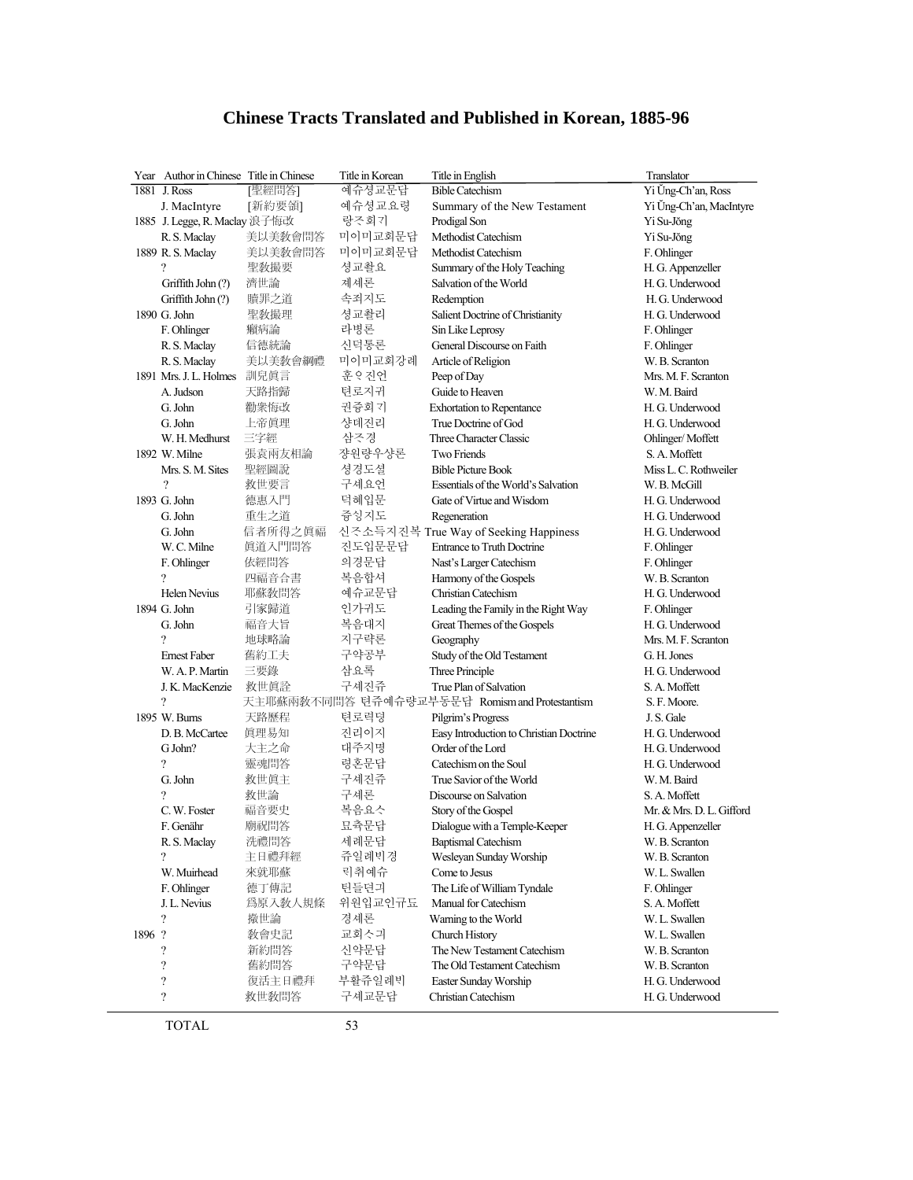## Chinese Tracts Translated and Published in Korean, 1885-96

| Year | Author in Chinese | Title in Chinese | Title in Korean | Title in English | Translator |
|---|---|---|---|---|---|
| 1881 | J. Ross | [聖經問答] | 예슈셩교문답 | Bible Catechism | Yi Ŭng-Ch'an, Ross |
| | J. MacIntyre | [新約要領] | 예슈셩교요령 | Summary of the New Testament | Yi Ŭng-Ch'an, MacIntyre |
| 1885 | J. Legge, R. Maclay | 浪子悔改 | 랑즈회기 | Prodigal Son | Yi Su-Jŏng |
| | R. S. Maclay | 美以美教會問答 | 미이미교회문답 | Methodist Catechism | Yi Su-Jŏng |
| 1889 | R. S. Maclay | 美以美教會問答 | 미이미교회문답 | Methodist Catechism | F. Ohlinger |
| | ? | 聖教撮要 | 셩교촬요 | Summary of the Holy Teaching | H. G. Appenzeller |
| | Griffith John (?) | 濟世論 | 졔셰론 | Salvation of the World | H. G. Underwood |
| | Griffith John (?) | 贖罪之道 | 속죄지도 | Redemption | H. G. Underwood |
| 1890 | G. John | 聖教撮理 | 셩교촬리 | Salient Doctrine of Christianity | H. G. Underwood |
| | F. Ohlinger | 癩病論 | 라병론 | Sin Like Leprosy | F. Ohlinger |
| | R. S. Maclay | 信德統論 | 신덕통론 | General Discourse on Faith | F. Ohlinger |
| | R. S. Maclay | 美以美教會綱禮 | 미이미교회강례 | Article of Religion | W. B. Scranton |
| 1891 | Mrs. J. L. Holmes | 訓兒眞言 | 훈ᄋ진언 | Peep of Day | Mrs. M. F. Scranton |
| | A. Judson | 天路指歸 | 텬로지귀 | Guide to Heaven | W. M. Baird |
| | G. John | 勸衆悔改 | 권즁회기 | Exhortation to Repentance | H. G. Underwood |
| | G. John | 上帝眞理 | 샹뎨진리 | True Doctrine of God | H. G. Underwood |
| | W. H. Medhurst | 三字經 | 삼즈경 | Three Character Classic | Ohlinger/ Moffett |
| 1892 | W. Milne | 張袁兩友相論 | 쟝원량우샹론 | Two Friends | S. A. Moffett |
| | Mrs. S. M. Sites | 聖經圖說 | 셩경도셜 | Bible Picture Book | Miss L. C. Rothweiler |
| | ? | 救世要言 | 구셰요언 | Essentials of the World's Salvation | W. B. McGill |
| 1893 | G. John | 德惠入門 | 덕혜입문 | Gate of Virtue and Wisdom | H. G. Underwood |
| | G. John | 重生之道 | 즁싱지도 | Regeneration | H. G. Underwood |
| | G. John | 信者所得之眞福 | 신즈소득지진복 | True Way of Seeking Happiness | H. G. Underwood |
| | W. C. Milne | 眞道入門問答 | 진도입문문답 | Entrance to Truth Doctrine | F. Ohlinger |
| | F. Ohlinger | 依經問答 | 의경문답 | Nast's Larger Catechism | F. Ohlinger |
| | ? | 四福音合書 | 복음합셔 | Harmony of the Gospels | W. B. Scranton |
| | Helen Nevius | 耶蘇教問答 | 예슈교문답 | Christian Catechism | H. G. Underwood |
| 1894 | G. John | 引家歸道 | 인가귀도 | Leading the Family in the Right Way | F. Ohlinger |
| | G. John | 福音大旨 | 복음대지 | Great Themes of the Gospels | H. G. Underwood |
| | ? | 地球略論 | 지구략론 | Geography | Mrs. M. F. Scranton |
| | Ernest Faber | 舊約工夫 | 구약공부 | Study of the Old Testament | G. H. Jones |
| | W. A. P. Martin | 三要錄 | 삼요록 | Three Principle | H. G. Underwood |
| | J. K. MacKenzie | 救世眞詮 | 구셰진쥬 | True Plan of Salvation | S. A. Moffett |
| | ? | 天主耶蘇兩教不同問答 | 텬쥬예슈량교부동문답 | Romism and Protestantism | S. F. Moore. |
| 1895 | W. Burns | 天路歷程 | 텬로력뎡 | Pilgrim's Progress | J. S. Gale |
| | D. B. McCartee | 眞理易知 | 진리이지 | Easy Introduction to Christian Doctrine | H. G. Underwood |
| | G John? | 大主之命 | 대주지명 | Order of the Lord | H. G. Underwood |
| | ? | 靈魂問答 | 령혼문답 | Catechism on the Soul | H. G. Underwood |
| | G. John | 救世眞主 | 구셰진쥬 | True Savior of the World | W. M. Baird |
| | ? | 救世論 | 구셰론 | Discourse on Salvation | S. A. Moffett |
| | C. W. Foster | 福音要史 | 복음요ᄉ | Story of the Gospel | Mr. & Mrs. D. L. Gifford |
| | F. Genähr | 廟祝問答 | 묘츅문답 | Dialogue with a Temple-Keeper | H. G. Appenzeller |
| | R. S. Maclay | 洗禮問答 | 셰례문답 | Baptismal Catechism | W. B. Scranton |
| | ? | 主日禮拜經 | 쥬일례비경 | Wesleyan Sunday Worship | W. B. Scranton |
| | W. Muirhead | 來就耶蘇 | 릭취예슈 | Come to Jesus | W. L. Swallen |
| | F. Ohlinger | 德丁傳記 | 틴들뎐긔 | The Life of William Tyndale | F. Ohlinger |
| | J. L. Nevius | 爲原入教人規條 | 위원입교인규됴 | Manual for Catechism | S. A. Moffett |
| | ? | 儆世論 | 경셰론 | Warning to the World | W. L. Swallen |
| 1896 | ? | 教會史記 | 교회ᄉ긔 | Church History | W. L. Swallen |
| | ? | 新約問答 | 신약문답 | The New Testament Catechism | W. B. Scranton |
| | ? | 舊約問答 | 구약문답 | The Old Testament Catechism | W. B. Scranton |
| | ? | 復活主日禮拜 | 부활쥬일례비 | Easter Sunday Worship | H. G. Underwood |
| | ? | 救世教問答 | 구셰교문답 | Christian Catechism | H. G. Underwood |
| TOTAL | | | 53 | | |